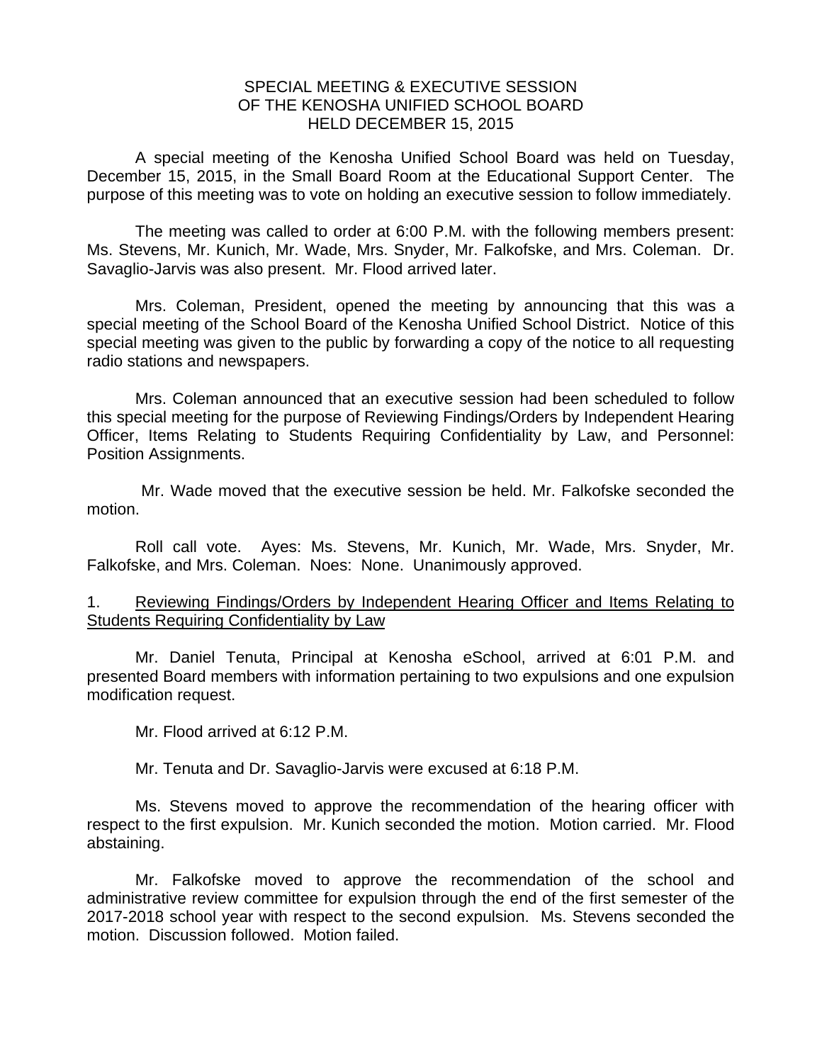# SPECIAL MEETING & EXECUTIVE SESSION
# OF THE KENOSHA UNIFIED SCHOOL BOARD
# HELD DECEMBER 15, 2015

A special meeting of the Kenosha Unified School Board was held on Tuesday, December 15, 2015, in the Small Board Room at the Educational Support Center. The purpose of this meeting was to vote on holding an executive session to follow immediately.

The meeting was called to order at 6:00 P.M. with the following members present: Ms. Stevens, Mr. Kunich, Mr. Wade, Mrs. Snyder, Mr. Falkofske, and Mrs. Coleman. Dr. Savaglio-Jarvis was also present. Mr. Flood arrived later.

Mrs. Coleman, President, opened the meeting by announcing that this was a special meeting of the School Board of the Kenosha Unified School District. Notice of this special meeting was given to the public by forwarding a copy of the notice to all requesting radio stations and newspapers.

Mrs. Coleman announced that an executive session had been scheduled to follow this special meeting for the purpose of Reviewing Findings/Orders by Independent Hearing Officer, Items Relating to Students Requiring Confidentiality by Law, and Personnel: Position Assignments.

Mr. Wade moved that the executive session be held. Mr. Falkofske seconded the motion.

Roll call vote. Ayes: Ms. Stevens, Mr. Kunich, Mr. Wade, Mrs. Snyder, Mr. Falkofske, and Mrs. Coleman. Noes: None. Unanimously approved.

1. Reviewing Findings/Orders by Independent Hearing Officer and Items Relating to Students Requiring Confidentiality by Law

Mr. Daniel Tenuta, Principal at Kenosha eSchool, arrived at 6:01 P.M. and presented Board members with information pertaining to two expulsions and one expulsion modification request.

Mr. Flood arrived at 6:12 P.M.

Mr. Tenuta and Dr. Savaglio-Jarvis were excused at 6:18 P.M.

Ms. Stevens moved to approve the recommendation of the hearing officer with respect to the first expulsion. Mr. Kunich seconded the motion. Motion carried. Mr. Flood abstaining.

Mr. Falkofske moved to approve the recommendation of the school and administrative review committee for expulsion through the end of the first semester of the 2017-2018 school year with respect to the second expulsion. Ms. Stevens seconded the motion. Discussion followed. Motion failed.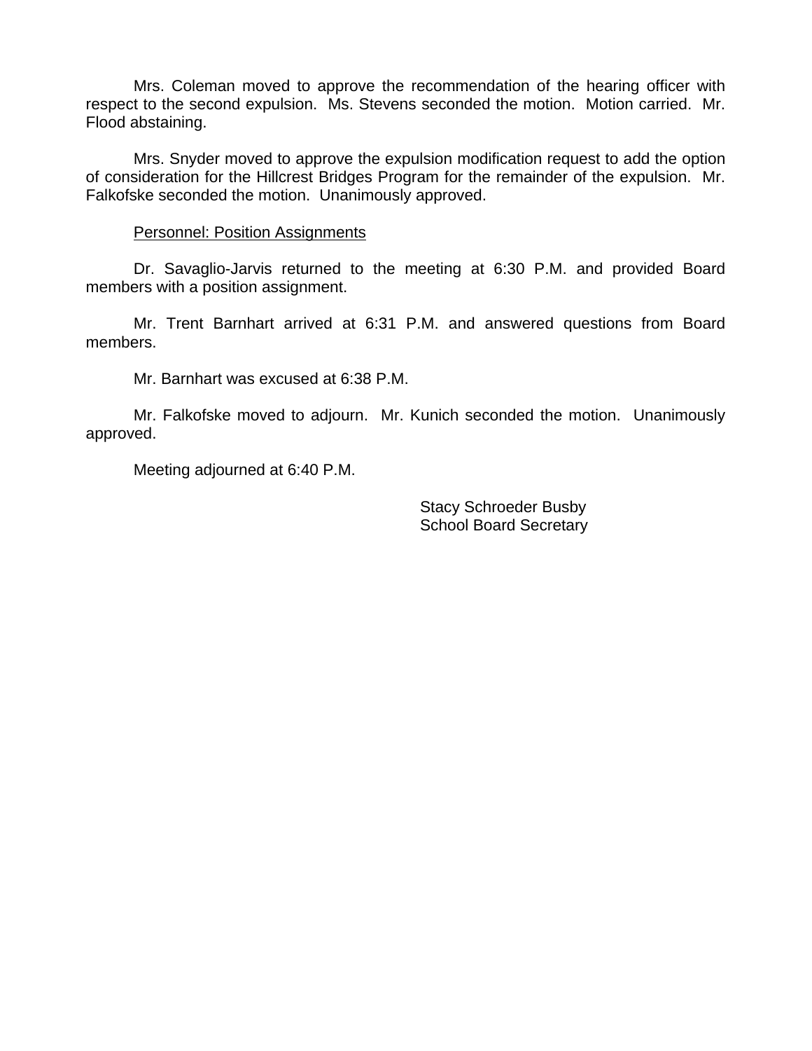Mrs. Coleman moved to approve the recommendation of the hearing officer with respect to the second expulsion. Ms. Stevens seconded the motion. Motion carried. Mr. Flood abstaining.

Mrs. Snyder moved to approve the expulsion modification request to add the option of consideration for the Hillcrest Bridges Program for the remainder of the expulsion. Mr. Falkofske seconded the motion. Unanimously approved.

<u>Personnel: Position Assignments</u>

Dr. Savaglio-Jarvis returned to the meeting at 6:30 P.M. and provided Board members with a position assignment.

Mr. Trent Barnhart arrived at 6:31 P.M. and answered questions from Board members.

Mr. Barnhart was excused at 6:38 P.M.

Mr. Falkofske moved to adjourn. Mr. Kunich seconded the motion. Unanimously approved.

Meeting adjourned at 6:40 P.M.

Stacy Schroeder Busby
School Board Secretary